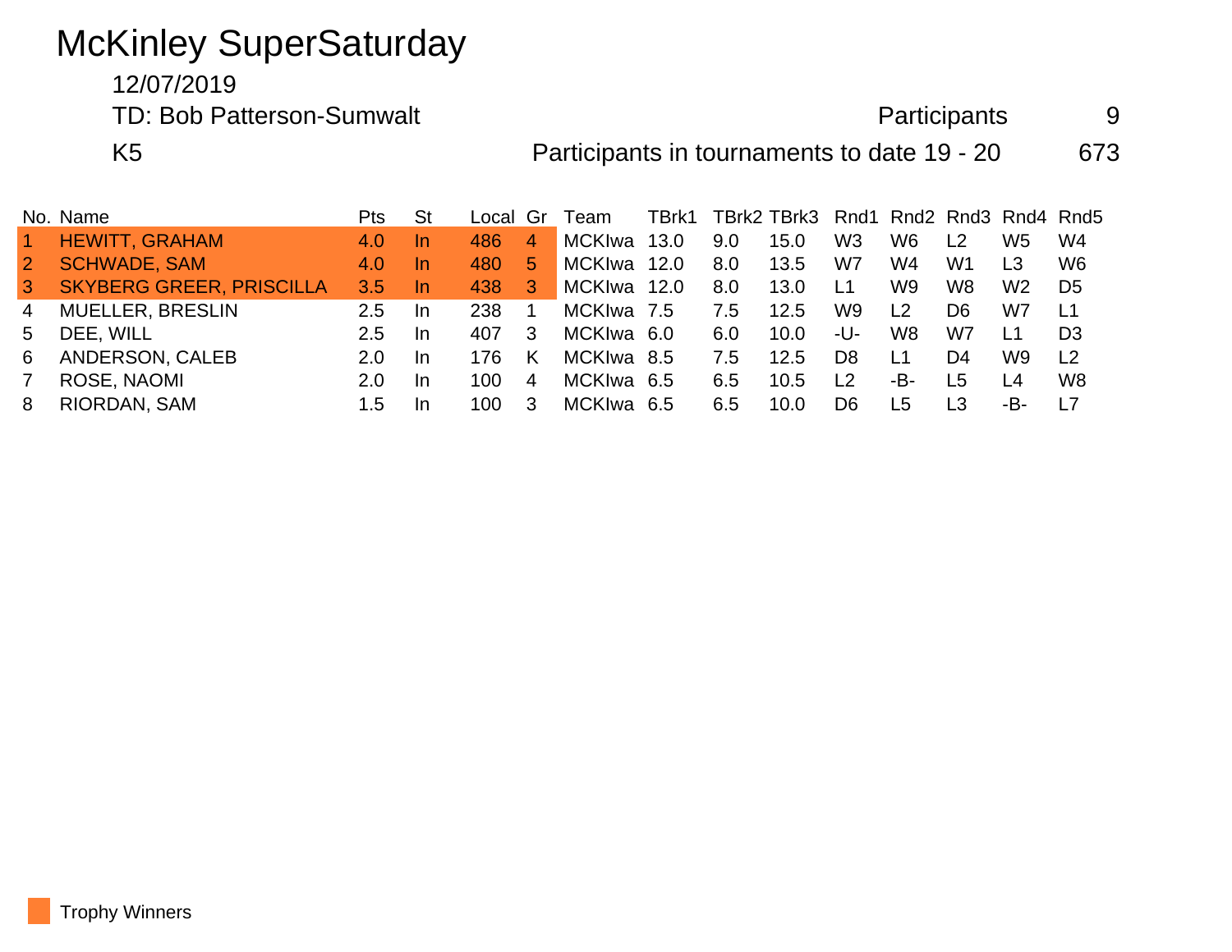# McKinley SuperSaturday

12/07/2019

TD: Bob Patterson-Sumwalt — Participants 9

K5 — Participants in tournaments to date 19 - 20 — 673

| No. | Name | Pts | St | Local | Gr | Team | TBrk1 | TBrk2 | TBrk3 | Rnd1 | Rnd2 | Rnd3 | Rnd4 | Rnd5 |
|---|---|---|---|---|---|---|---|---|---|---|---|---|---|---|
| 1 | HEWITT, GRAHAM | 4.0 | In | 486 | 4 | MCKIwa | 13.0 | 9.0 | 15.0 | W3 | W6 | L2 | W5 | W4 |
| 2 | SCHWADE, SAM | 4.0 | In | 480 | 5 | MCKIwa | 12.0 | 8.0 | 13.5 | W7 | W4 | W1 | L3 | W6 |
| 3 | SKYBERG GREER, PRISCILLA | 3.5 | In | 438 | 3 | MCKIwa | 12.0 | 8.0 | 13.0 | L1 | W9 | W8 | W2 | D5 |
| 4 | MUELLER, BRESLIN | 2.5 | In | 238 | 1 | MCKIwa | 7.5 | 7.5 | 12.5 | W9 | L2 | D6 | W7 | L1 |
| 5 | DEE, WILL | 2.5 | In | 407 | 3 | MCKIwa | 6.0 | 6.0 | 10.0 | -U- | W8 | W7 | L1 | D3 |
| 6 | ANDERSON, CALEB | 2.0 | In | 176 | K | MCKIwa | 8.5 | 7.5 | 12.5 | D8 | L1 | D4 | W9 | L2 |
| 7 | ROSE, NAOMI | 2.0 | In | 100 | 4 | MCKIwa | 6.5 | 6.5 | 10.5 | L2 | -B- | L5 | L4 | W8 |
| 8 | RIORDAN, SAM | 1.5 | In | 100 | 3 | MCKIwa | 6.5 | 6.5 | 10.0 | D6 | L5 | L3 | -B- | L7 |

Trophy Winners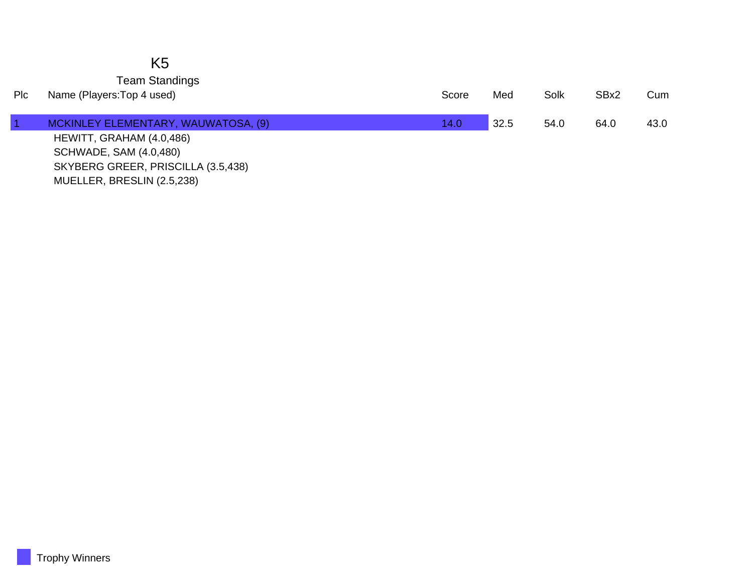# K5

## Team Standings

| Plc | Name (Players:Top 4 used) | Score | Med | Solk | SBx2 | Cum |
|---|---|---|---|---|---|---|
| 1 | MCKINLEY ELEMENTARY, WAUWATOSA, (9) | 14.0 | 32.5 | 54.0 | 64.0 | 43.0 |
| | HEWITT, GRAHAM (4.0,486) | | | | | |
| | SCHWADE, SAM (4.0,480) | | | | | |
| | SKYBERG GREER, PRISCILLA (3.5,438) | | | | | |
| | MUELLER, BRESLIN (2.5,238) | | | | | |

Trophy Winners